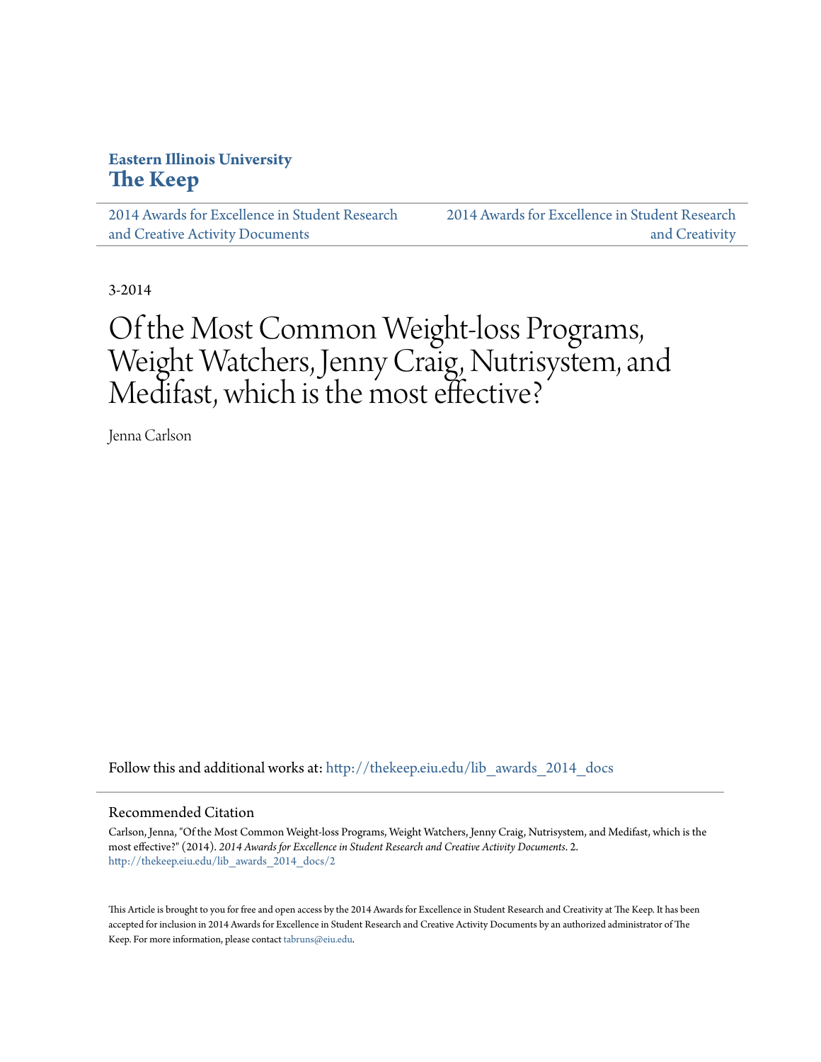**Eastern Illinois University**
**The Keep**

2014 Awards for Excellence in Student Research and Creative Activity Documents | 2014 Awards for Excellence in Student Research and Creativity

3-2014

# Of the Most Common Weight-loss Programs, Weight Watchers, Jenny Craig, Nutrisystem, and Medifast, which is the most effective?

Jenna Carlson

Follow this and additional works at: http://thekeep.eiu.edu/lib_awards_2014_docs

## Recommended Citation

Carlson, Jenna, "Of the Most Common Weight-loss Programs, Weight Watchers, Jenny Craig, Nutrisystem, and Medifast, which is the most effective?" (2014). *2014 Awards for Excellence in Student Research and Creative Activity Documents*. 2. http://thekeep.eiu.edu/lib_awards_2014_docs/2

This Article is brought to you for free and open access by the 2014 Awards for Excellence in Student Research and Creativity at The Keep. It has been accepted for inclusion in 2014 Awards for Excellence in Student Research and Creative Activity Documents by an authorized administrator of The Keep. For more information, please contact tabruns@eiu.edu.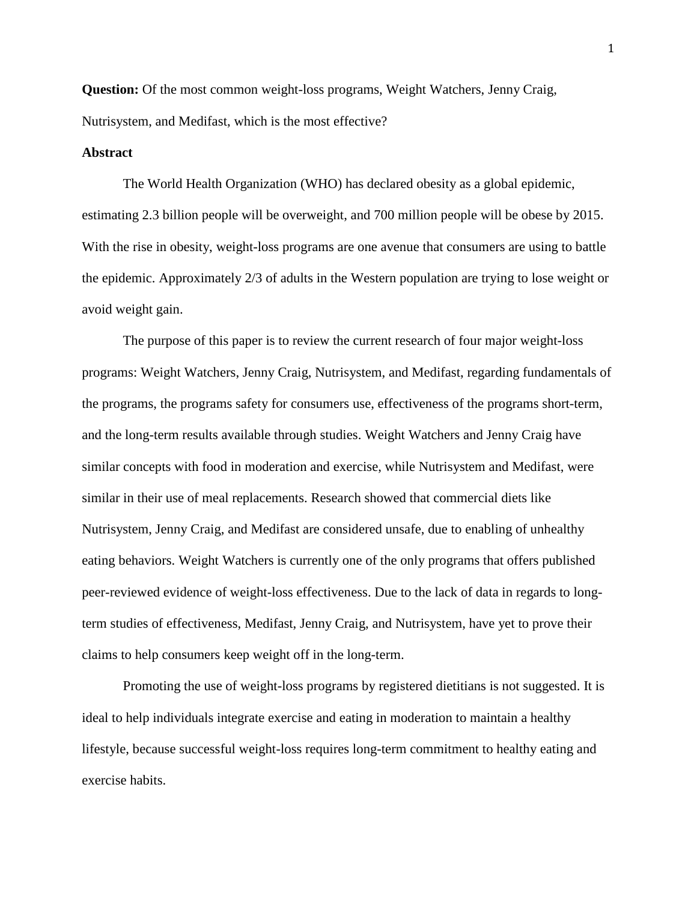**Question:** Of the most common weight-loss programs, Weight Watchers, Jenny Craig, Nutrisystem, and Medifast, which is the most effective?

**Abstract**

The World Health Organization (WHO) has declared obesity as a global epidemic, estimating 2.3 billion people will be overweight, and 700 million people will be obese by 2015. With the rise in obesity, weight-loss programs are one avenue that consumers are using to battle the epidemic. Approximately 2/3 of adults in the Western population are trying to lose weight or avoid weight gain.

The purpose of this paper is to review the current research of four major weight-loss programs: Weight Watchers, Jenny Craig, Nutrisystem, and Medifast, regarding fundamentals of the programs, the programs safety for consumers use, effectiveness of the programs short-term, and the long-term results available through studies. Weight Watchers and Jenny Craig have similar concepts with food in moderation and exercise, while Nutrisystem and Medifast, were similar in their use of meal replacements. Research showed that commercial diets like Nutrisystem, Jenny Craig, and Medifast are considered unsafe, due to enabling of unhealthy eating behaviors. Weight Watchers is currently one of the only programs that offers published peer-reviewed evidence of weight-loss effectiveness. Due to the lack of data in regards to long-term studies of effectiveness, Medifast, Jenny Craig, and Nutrisystem, have yet to prove their claims to help consumers keep weight off in the long-term.

Promoting the use of weight-loss programs by registered dietitians is not suggested. It is ideal to help individuals integrate exercise and eating in moderation to maintain a healthy lifestyle, because successful weight-loss requires long-term commitment to healthy eating and exercise habits.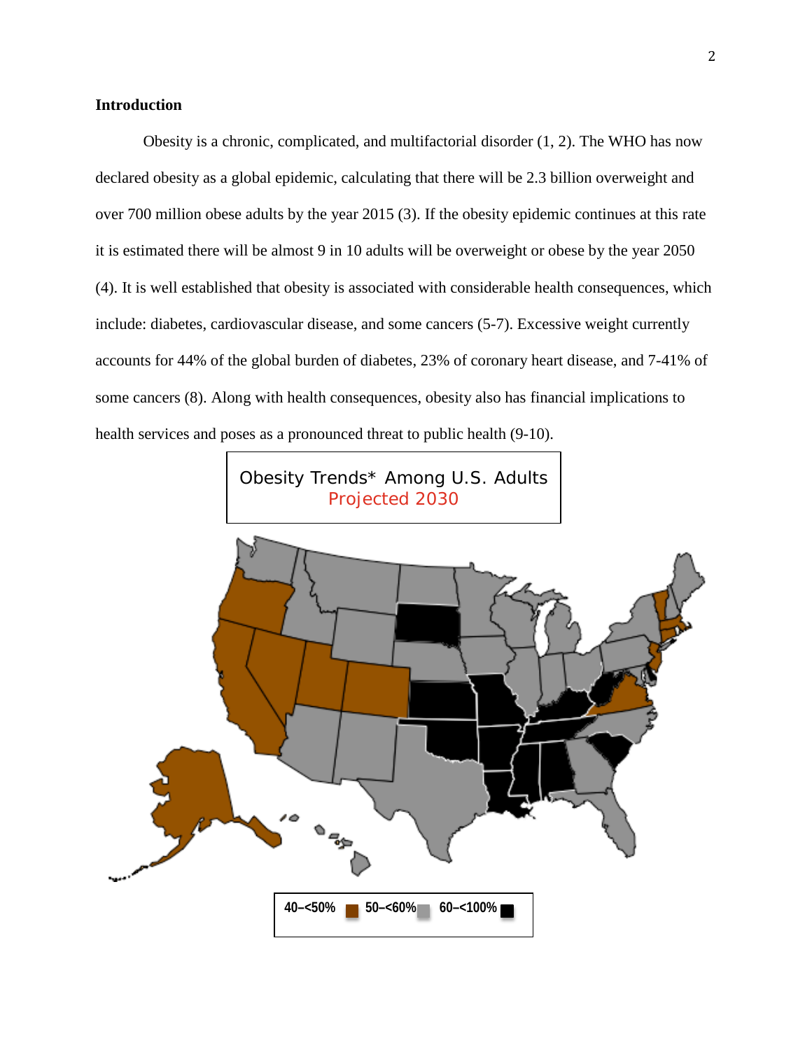## Introduction

Obesity is a chronic, complicated, and multifactorial disorder (1, 2). The WHO has now declared obesity as a global epidemic, calculating that there will be 2.3 billion overweight and over 700 million obese adults by the year 2015 (3). If the obesity epidemic continues at this rate it is estimated there will be almost 9 in 10 adults will be overweight or obese by the year 2050 (4). It is well established that obesity is associated with considerable health consequences, which include: diabetes, cardiovascular disease, and some cancers (5-7). Excessive weight currently accounts for 44% of the global burden of diabetes, 23% of coronary heart disease, and 7-41% of some cancers (8). Along with health consequences, obesity also has financial implications to health services and poses as a pronounced threat to public health (9-10).

Obesity Trends* Among U.S. Adults
Projected 2030

40–<50% 50–<60% 60–<100%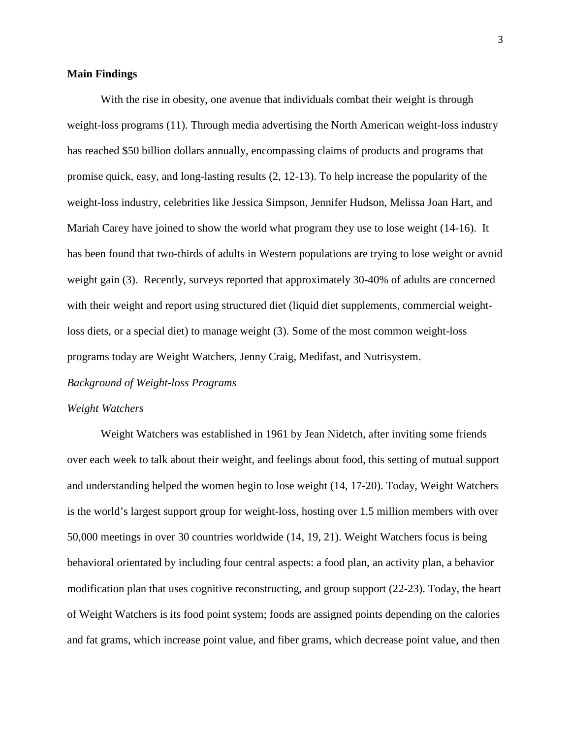**Main Findings**

With the rise in obesity, one avenue that individuals combat their weight is through weight-loss programs (11). Through media advertising the North American weight-loss industry has reached $50 billion dollars annually, encompassing claims of products and programs that promise quick, easy, and long-lasting results (2, 12-13). To help increase the popularity of the weight-loss industry, celebrities like Jessica Simpson, Jennifer Hudson, Melissa Joan Hart, and Mariah Carey have joined to show the world what program they use to lose weight (14-16). It has been found that two-thirds of adults in Western populations are trying to lose weight or avoid weight gain (3). Recently, surveys reported that approximately 30-40% of adults are concerned with their weight and report using structured diet (liquid diet supplements, commercial weight-loss diets, or a special diet) to manage weight (3). Some of the most common weight-loss programs today are Weight Watchers, Jenny Craig, Medifast, and Nutrisystem.

*Background of Weight-loss Programs*

*Weight Watchers*

Weight Watchers was established in 1961 by Jean Nidetch, after inviting some friends over each week to talk about their weight, and feelings about food, this setting of mutual support and understanding helped the women begin to lose weight (14, 17-20). Today, Weight Watchers is the world's largest support group for weight-loss, hosting over 1.5 million members with over 50,000 meetings in over 30 countries worldwide (14, 19, 21). Weight Watchers focus is being behavioral orientated by including four central aspects: a food plan, an activity plan, a behavior modification plan that uses cognitive reconstructing, and group support (22-23). Today, the heart of Weight Watchers is its food point system; foods are assigned points depending on the calories and fat grams, which increase point value, and fiber grams, which decrease point value, and then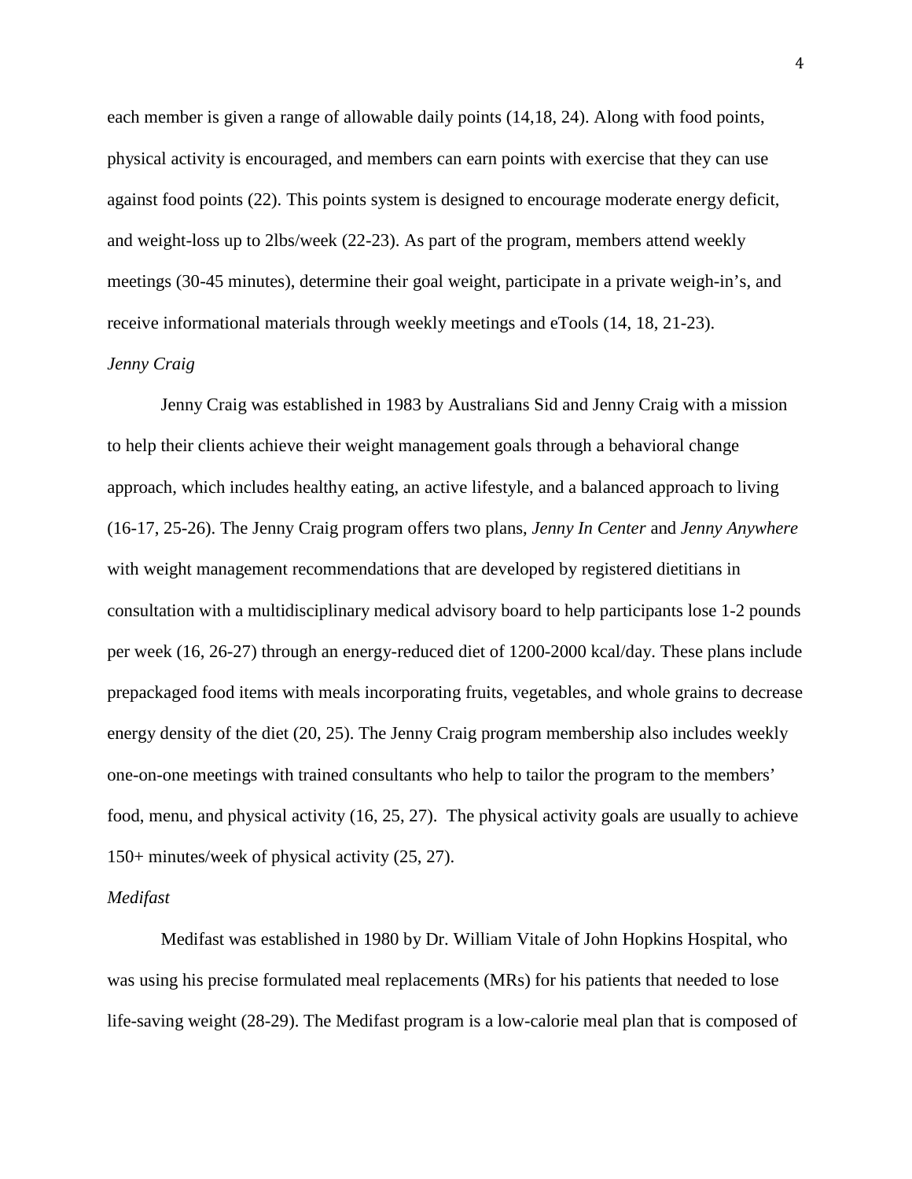each member is given a range of allowable daily points (14,18, 24). Along with food points, physical activity is encouraged, and members can earn points with exercise that they can use against food points (22). This points system is designed to encourage moderate energy deficit, and weight-loss up to 2lbs/week (22-23). As part of the program, members attend weekly meetings (30-45 minutes), determine their goal weight, participate in a private weigh-in's, and receive informational materials through weekly meetings and eTools (14, 18, 21-23).

*Jenny Craig*

Jenny Craig was established in 1983 by Australians Sid and Jenny Craig with a mission to help their clients achieve their weight management goals through a behavioral change approach, which includes healthy eating, an active lifestyle, and a balanced approach to living (16-17, 25-26). The Jenny Craig program offers two plans, *Jenny In Center* and *Jenny Anywhere* with weight management recommendations that are developed by registered dietitians in consultation with a multidisciplinary medical advisory board to help participants lose 1-2 pounds per week (16, 26-27) through an energy-reduced diet of 1200-2000 kcal/day. These plans include prepackaged food items with meals incorporating fruits, vegetables, and whole grains to decrease energy density of the diet (20, 25). The Jenny Craig program membership also includes weekly one-on-one meetings with trained consultants who help to tailor the program to the members' food, menu, and physical activity (16, 25, 27). The physical activity goals are usually to achieve 150+ minutes/week of physical activity (25, 27).

*Medifast*

Medifast was established in 1980 by Dr. William Vitale of John Hopkins Hospital, who was using his precise formulated meal replacements (MRs) for his patients that needed to lose life-saving weight (28-29). The Medifast program is a low-calorie meal plan that is composed of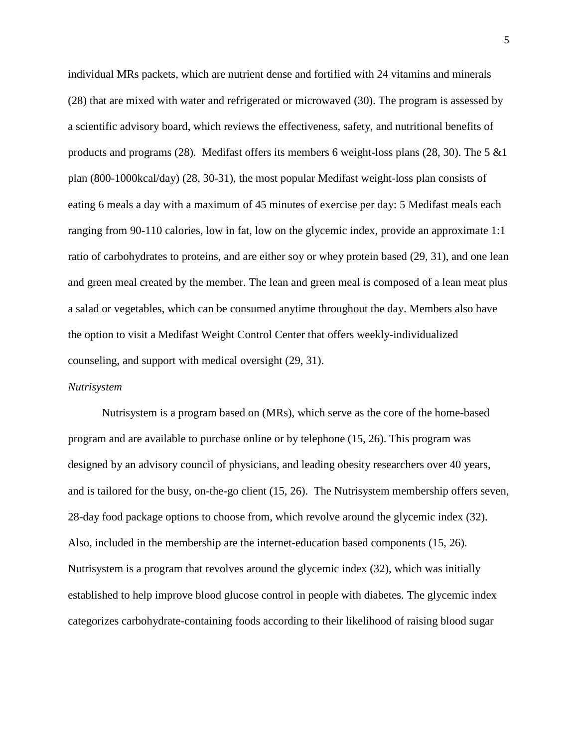individual MRs packets, which are nutrient dense and fortified with 24 vitamins and minerals (28) that are mixed with water and refrigerated or microwaved (30). The program is assessed by a scientific advisory board, which reviews the effectiveness, safety, and nutritional benefits of products and programs (28). Medifast offers its members 6 weight-loss plans (28, 30). The 5 &1 plan (800-1000kcal/day) (28, 30-31), the most popular Medifast weight-loss plan consists of eating 6 meals a day with a maximum of 45 minutes of exercise per day: 5 Medifast meals each ranging from 90-110 calories, low in fat, low on the glycemic index, provide an approximate 1:1 ratio of carbohydrates to proteins, and are either soy or whey protein based (29, 31), and one lean and green meal created by the member. The lean and green meal is composed of a lean meat plus a salad or vegetables, which can be consumed anytime throughout the day. Members also have the option to visit a Medifast Weight Control Center that offers weekly-individualized counseling, and support with medical oversight (29, 31).

*Nutrisystem*

Nutrisystem is a program based on (MRs), which serve as the core of the home-based program and are available to purchase online or by telephone (15, 26). This program was designed by an advisory council of physicians, and leading obesity researchers over 40 years, and is tailored for the busy, on-the-go client (15, 26). The Nutrisystem membership offers seven, 28-day food package options to choose from, which revolve around the glycemic index (32). Also, included in the membership are the internet-education based components (15, 26). Nutrisystem is a program that revolves around the glycemic index (32), which was initially established to help improve blood glucose control in people with diabetes. The glycemic index categorizes carbohydrate-containing foods according to their likelihood of raising blood sugar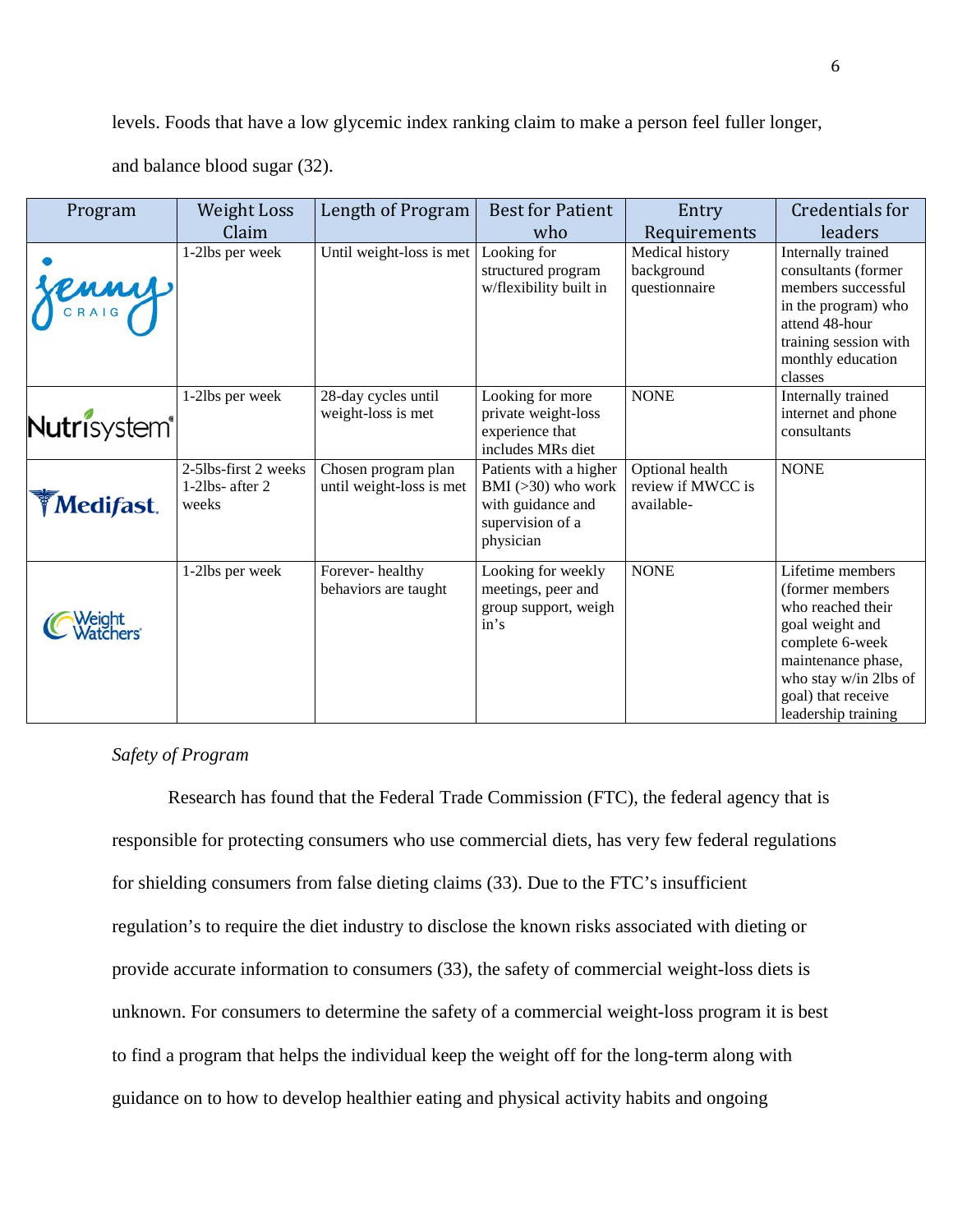levels. Foods that have a low glycemic index ranking claim to make a person feel fuller longer, and balance blood sugar (32).

| Program | Weight Loss Claim | Length of Program | Best for Patient who | Entry Requirements | Credentials for leaders |
| --- | --- | --- | --- | --- | --- |
| Jenny Craig | 1-2lbs per week | Until weight-loss is met | Looking for structured program w/flexibility built in | Medical history background questionnaire | Internally trained consultants (former members successful in the program) who attend 48-hour training session with monthly education classes |
| Nutrisystem | 1-2lbs per week | 28-day cycles until weight-loss is met | Looking for more private weight-loss experience that includes MRs diet | NONE | Internally trained internet and phone consultants |
| Medifast | 2-5lbs-first 2 weeks 1-2lbs- after 2 weeks | Chosen program plan until weight-loss is met | Patients with a higher BMI (>30) who work with guidance and supervision of a physician | Optional health review if MWCC is available- | NONE |
| Weight Watchers | 1-2lbs per week | Forever- healthy behaviors are taught | Looking for weekly meetings, peer and group support, weigh in's | NONE | Lifetime members (former members who reached their goal weight and complete 6-week maintenance phase, who stay w/in 2lbs of goal) that receive leadership training |

*Safety of Program*

Research has found that the Federal Trade Commission (FTC), the federal agency that is responsible for protecting consumers who use commercial diets, has very few federal regulations for shielding consumers from false dieting claims (33). Due to the FTC's insufficient regulation's to require the diet industry to disclose the known risks associated with dieting or provide accurate information to consumers (33), the safety of commercial weight-loss diets is unknown. For consumers to determine the safety of a commercial weight-loss program it is best to find a program that helps the individual keep the weight off for the long-term along with guidance on to how to develop healthier eating and physical activity habits and ongoing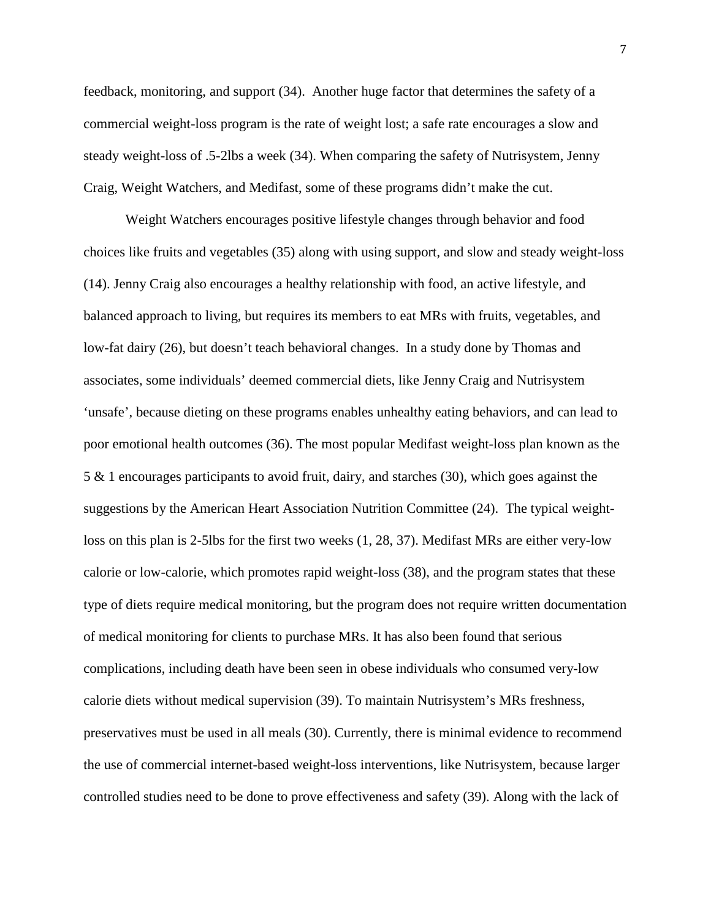feedback, monitoring, and support (34). Another huge factor that determines the safety of a commercial weight-loss program is the rate of weight lost; a safe rate encourages a slow and steady weight-loss of .5-2lbs a week (34). When comparing the safety of Nutrisystem, Jenny Craig, Weight Watchers, and Medifast, some of these programs didn't make the cut.

Weight Watchers encourages positive lifestyle changes through behavior and food choices like fruits and vegetables (35) along with using support, and slow and steady weight-loss (14). Jenny Craig also encourages a healthy relationship with food, an active lifestyle, and balanced approach to living, but requires its members to eat MRs with fruits, vegetables, and low-fat dairy (26), but doesn't teach behavioral changes. In a study done by Thomas and associates, some individuals' deemed commercial diets, like Jenny Craig and Nutrisystem 'unsafe', because dieting on these programs enables unhealthy eating behaviors, and can lead to poor emotional health outcomes (36). The most popular Medifast weight-loss plan known as the 5 & 1 encourages participants to avoid fruit, dairy, and starches (30), which goes against the suggestions by the American Heart Association Nutrition Committee (24). The typical weight-loss on this plan is 2-5lbs for the first two weeks (1, 28, 37). Medifast MRs are either very-low calorie or low-calorie, which promotes rapid weight-loss (38), and the program states that these type of diets require medical monitoring, but the program does not require written documentation of medical monitoring for clients to purchase MRs. It has also been found that serious complications, including death have been seen in obese individuals who consumed very-low calorie diets without medical supervision (39). To maintain Nutrisystem's MRs freshness, preservatives must be used in all meals (30). Currently, there is minimal evidence to recommend the use of commercial internet-based weight-loss interventions, like Nutrisystem, because larger controlled studies need to be done to prove effectiveness and safety (39). Along with the lack of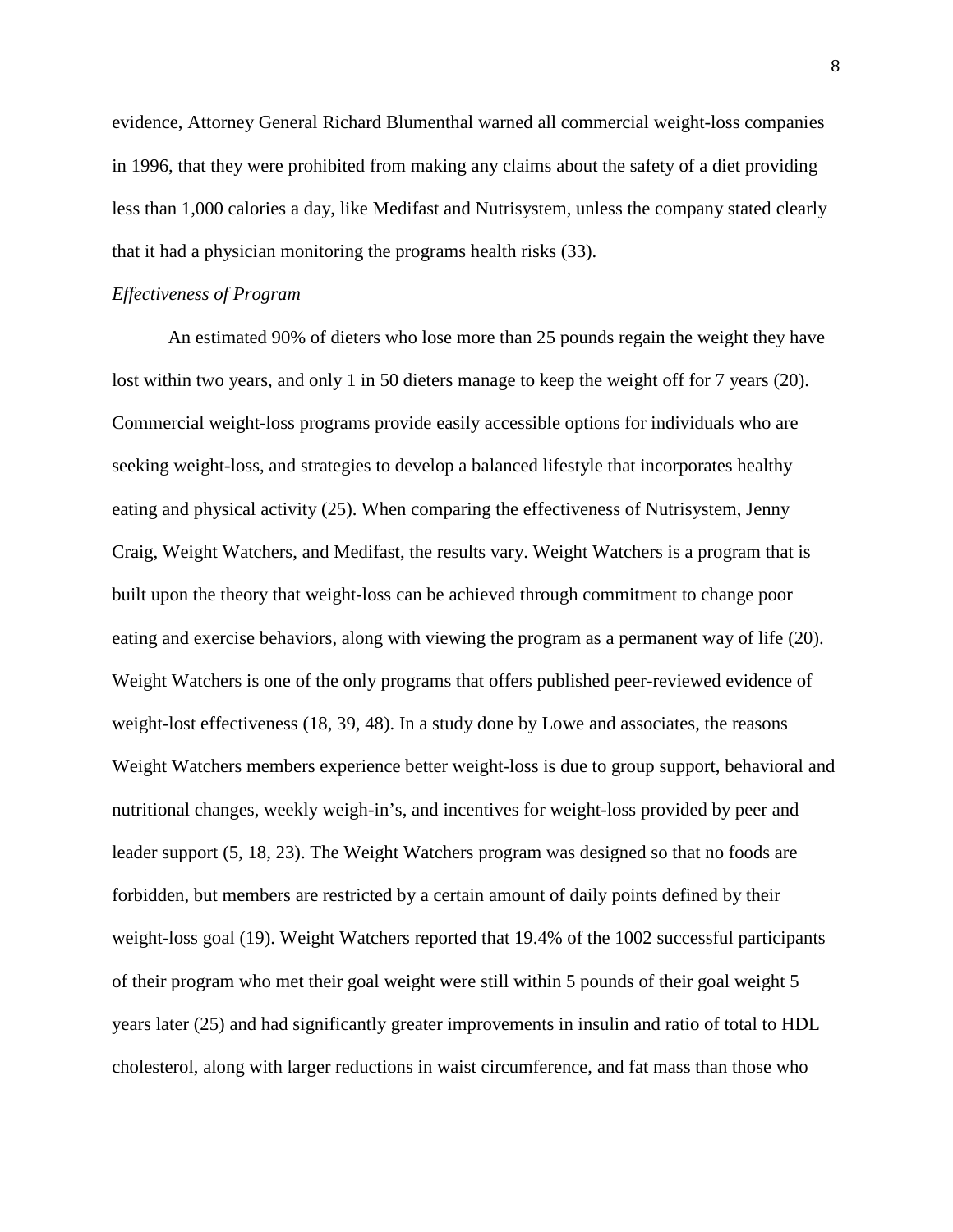evidence, Attorney General Richard Blumenthal warned all commercial weight-loss companies in 1996, that they were prohibited from making any claims about the safety of a diet providing less than 1,000 calories a day, like Medifast and Nutrisystem, unless the company stated clearly that it had a physician monitoring the programs health risks (33).

*Effectiveness of Program*

An estimated 90% of dieters who lose more than 25 pounds regain the weight they have lost within two years, and only 1 in 50 dieters manage to keep the weight off for 7 years (20). Commercial weight-loss programs provide easily accessible options for individuals who are seeking weight-loss, and strategies to develop a balanced lifestyle that incorporates healthy eating and physical activity (25). When comparing the effectiveness of Nutrisystem, Jenny Craig, Weight Watchers, and Medifast, the results vary. Weight Watchers is a program that is built upon the theory that weight-loss can be achieved through commitment to change poor eating and exercise behaviors, along with viewing the program as a permanent way of life (20). Weight Watchers is one of the only programs that offers published peer-reviewed evidence of weight-lost effectiveness (18, 39, 48). In a study done by Lowe and associates, the reasons Weight Watchers members experience better weight-loss is due to group support, behavioral and nutritional changes, weekly weigh-in's, and incentives for weight-loss provided by peer and leader support (5, 18, 23). The Weight Watchers program was designed so that no foods are forbidden, but members are restricted by a certain amount of daily points defined by their weight-loss goal (19). Weight Watchers reported that 19.4% of the 1002 successful participants of their program who met their goal weight were still within 5 pounds of their goal weight 5 years later (25) and had significantly greater improvements in insulin and ratio of total to HDL cholesterol, along with larger reductions in waist circumference, and fat mass than those who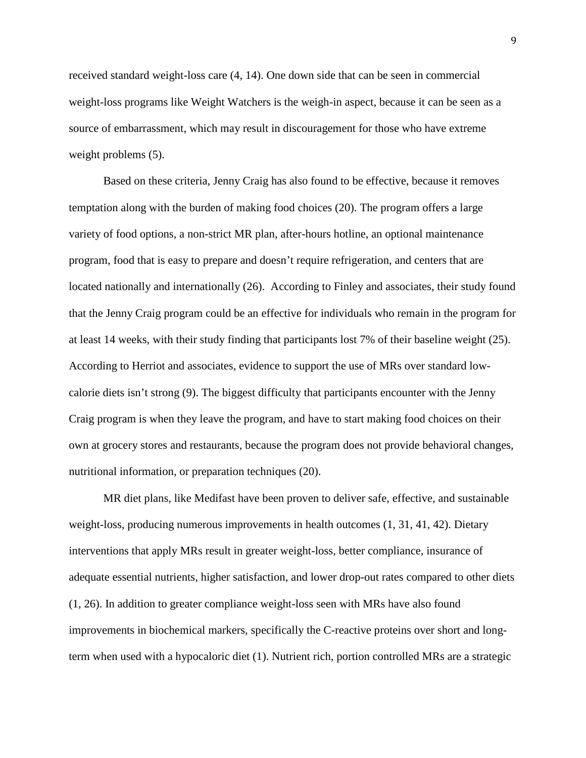received standard weight-loss care (4, 14). One down side that can be seen in commercial weight-loss programs like Weight Watchers is the weigh-in aspect, because it can be seen as a source of embarrassment, which may result in discouragement for those who have extreme weight problems (5).

Based on these criteria, Jenny Craig has also found to be effective, because it removes temptation along with the burden of making food choices (20). The program offers a large variety of food options, a non-strict MR plan, after-hours hotline, an optional maintenance program, food that is easy to prepare and doesn't require refrigeration, and centers that are located nationally and internationally (26). According to Finley and associates, their study found that the Jenny Craig program could be an effective for individuals who remain in the program for at least 14 weeks, with their study finding that participants lost 7% of their baseline weight (25). According to Herriot and associates, evidence to support the use of MRs over standard low-calorie diets isn't strong (9). The biggest difficulty that participants encounter with the Jenny Craig program is when they leave the program, and have to start making food choices on their own at grocery stores and restaurants, because the program does not provide behavioral changes, nutritional information, or preparation techniques (20).

MR diet plans, like Medifast have been proven to deliver safe, effective, and sustainable weight-loss, producing numerous improvements in health outcomes (1, 31, 41, 42). Dietary interventions that apply MRs result in greater weight-loss, better compliance, insurance of adequate essential nutrients, higher satisfaction, and lower drop-out rates compared to other diets (1, 26). In addition to greater compliance weight-loss seen with MRs have also found improvements in biochemical markers, specifically the C-reactive proteins over short and long-term when used with a hypocaloric diet (1). Nutrient rich, portion controlled MRs are a strategic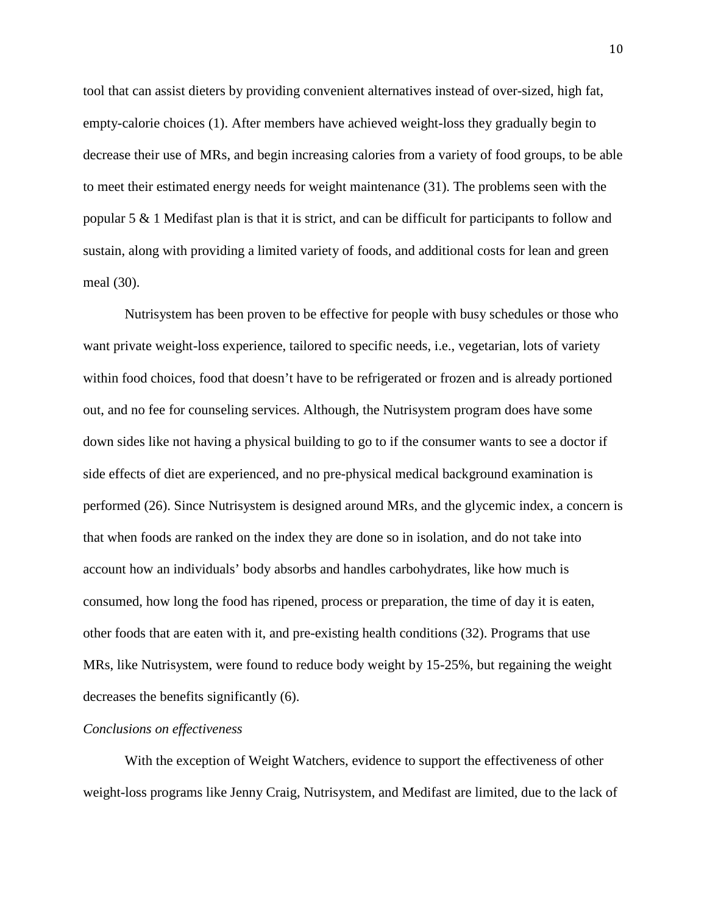tool that can assist dieters by providing convenient alternatives instead of over-sized, high fat, empty-calorie choices (1). After members have achieved weight-loss they gradually begin to decrease their use of MRs, and begin increasing calories from a variety of food groups, to be able to meet their estimated energy needs for weight maintenance (31). The problems seen with the popular 5 & 1 Medifast plan is that it is strict, and can be difficult for participants to follow and sustain, along with providing a limited variety of foods, and additional costs for lean and green meal (30).

Nutrisystem has been proven to be effective for people with busy schedules or those who want private weight-loss experience, tailored to specific needs, i.e., vegetarian, lots of variety within food choices, food that doesn't have to be refrigerated or frozen and is already portioned out, and no fee for counseling services. Although, the Nutrisystem program does have some down sides like not having a physical building to go to if the consumer wants to see a doctor if side effects of diet are experienced, and no pre-physical medical background examination is performed (26). Since Nutrisystem is designed around MRs, and the glycemic index, a concern is that when foods are ranked on the index they are done so in isolation, and do not take into account how an individuals' body absorbs and handles carbohydrates, like how much is consumed, how long the food has ripened, process or preparation, the time of day it is eaten, other foods that are eaten with it, and pre-existing health conditions (32). Programs that use MRs, like Nutrisystem, were found to reduce body weight by 15-25%, but regaining the weight decreases the benefits significantly (6).

*Conclusions on effectiveness*

With the exception of Weight Watchers, evidence to support the effectiveness of other weight-loss programs like Jenny Craig, Nutrisystem, and Medifast are limited, due to the lack of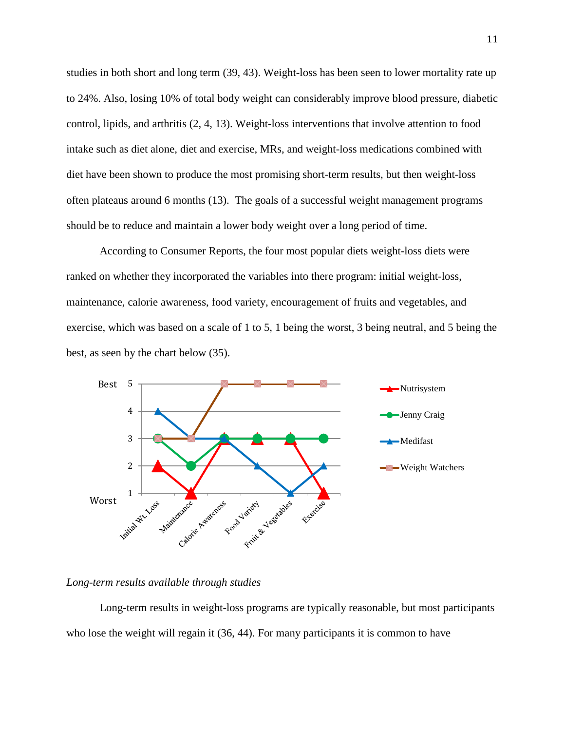studies in both short and long term (39, 43). Weight-loss has been seen to lower mortality rate up to 24%. Also, losing 10% of total body weight can considerably improve blood pressure, diabetic control, lipids, and arthritis (2, 4, 13). Weight-loss interventions that involve attention to food intake such as diet alone, diet and exercise, MRs, and weight-loss medications combined with diet have been shown to produce the most promising short-term results, but then weight-loss often plateaus around 6 months (13). The goals of a successful weight management programs should be to reduce and maintain a lower body weight over a long period of time.

According to Consumer Reports, the four most popular diets weight-loss diets were ranked on whether they incorporated the variables into there program: initial weight-loss, maintenance, calorie awareness, food variety, encouragement of fruits and vegetables, and exercise, which was based on a scale of 1 to 5, 1 being the worst, 3 being neutral, and 5 being the best, as seen by the chart below (35).

*Long-term results available through studies*

Long-term results in weight-loss programs are typically reasonable, but most participants who lose the weight will regain it (36, 44). For many participants it is common to have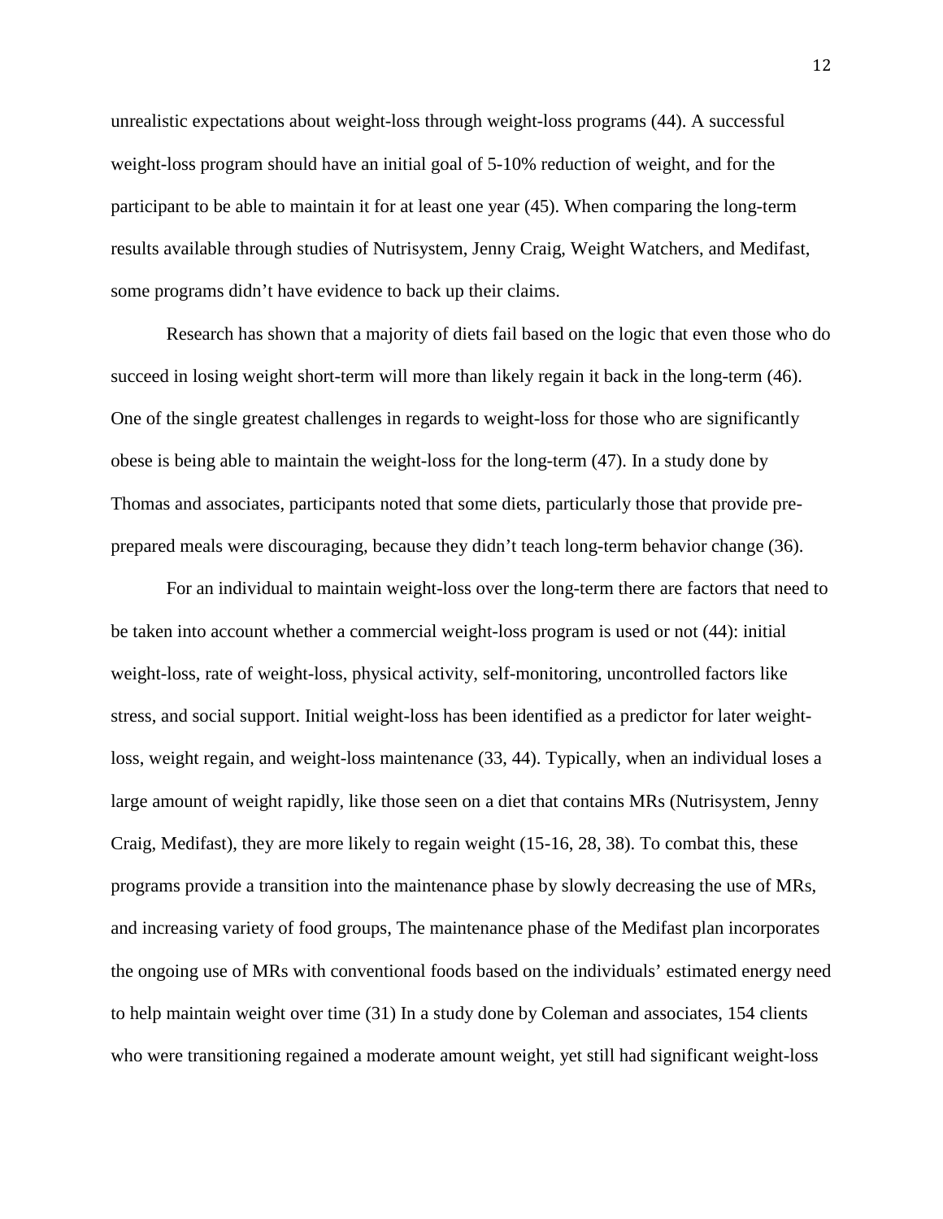unrealistic expectations about weight-loss through weight-loss programs (44). A successful weight-loss program should have an initial goal of 5-10% reduction of weight, and for the participant to be able to maintain it for at least one year (45). When comparing the long-term results available through studies of Nutrisystem, Jenny Craig, Weight Watchers, and Medifast, some programs didn't have evidence to back up their claims.

Research has shown that a majority of diets fail based on the logic that even those who do succeed in losing weight short-term will more than likely regain it back in the long-term (46). One of the single greatest challenges in regards to weight-loss for those who are significantly obese is being able to maintain the weight-loss for the long-term (47). In a study done by Thomas and associates, participants noted that some diets, particularly those that provide pre-prepared meals were discouraging, because they didn't teach long-term behavior change (36).

For an individual to maintain weight-loss over the long-term there are factors that need to be taken into account whether a commercial weight-loss program is used or not (44): initial weight-loss, rate of weight-loss, physical activity, self-monitoring, uncontrolled factors like stress, and social support. Initial weight-loss has been identified as a predictor for later weight-loss, weight regain, and weight-loss maintenance (33, 44). Typically, when an individual loses a large amount of weight rapidly, like those seen on a diet that contains MRs (Nutrisystem, Jenny Craig, Medifast), they are more likely to regain weight (15-16, 28, 38). To combat this, these programs provide a transition into the maintenance phase by slowly decreasing the use of MRs, and increasing variety of food groups, The maintenance phase of the Medifast plan incorporates the ongoing use of MRs with conventional foods based on the individuals' estimated energy need to help maintain weight over time (31) In a study done by Coleman and associates, 154 clients who were transitioning regained a moderate amount weight, yet still had significant weight-loss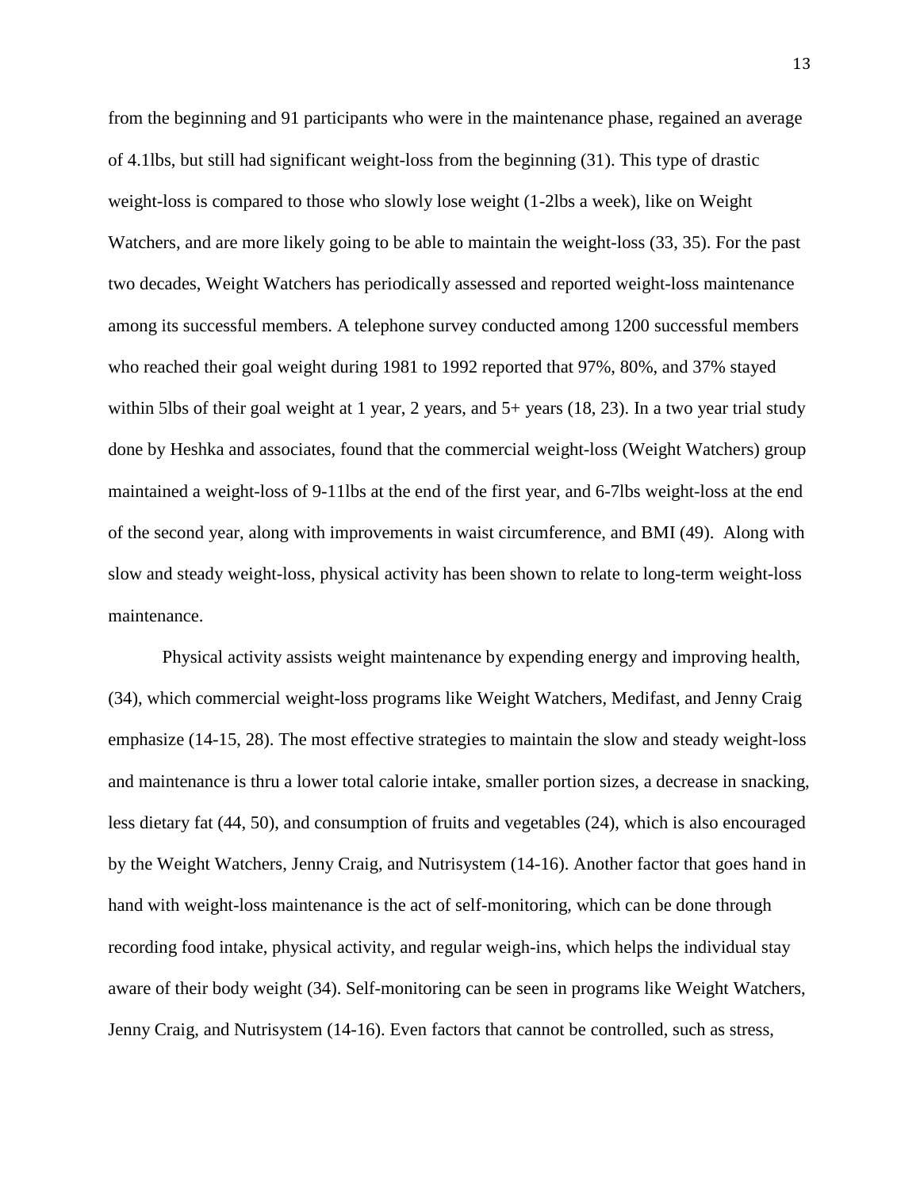from the beginning and 91 participants who were in the maintenance phase, regained an average of 4.1lbs, but still had significant weight-loss from the beginning (31). This type of drastic weight-loss is compared to those who slowly lose weight (1-2lbs a week), like on Weight Watchers, and are more likely going to be able to maintain the weight-loss (33, 35). For the past two decades, Weight Watchers has periodically assessed and reported weight-loss maintenance among its successful members. A telephone survey conducted among 1200 successful members who reached their goal weight during 1981 to 1992 reported that 97%, 80%, and 37% stayed within 5lbs of their goal weight at 1 year, 2 years, and 5+ years (18, 23). In a two year trial study done by Heshka and associates, found that the commercial weight-loss (Weight Watchers) group maintained a weight-loss of 9-11lbs at the end of the first year, and 6-7lbs weight-loss at the end of the second year, along with improvements in waist circumference, and BMI (49). Along with slow and steady weight-loss, physical activity has been shown to relate to long-term weight-loss maintenance.

Physical activity assists weight maintenance by expending energy and improving health, (34), which commercial weight-loss programs like Weight Watchers, Medifast, and Jenny Craig emphasize (14-15, 28). The most effective strategies to maintain the slow and steady weight-loss and maintenance is thru a lower total calorie intake, smaller portion sizes, a decrease in snacking, less dietary fat (44, 50), and consumption of fruits and vegetables (24), which is also encouraged by the Weight Watchers, Jenny Craig, and Nutrisystem (14-16). Another factor that goes hand in hand with weight-loss maintenance is the act of self-monitoring, which can be done through recording food intake, physical activity, and regular weigh-ins, which helps the individual stay aware of their body weight (34). Self-monitoring can be seen in programs like Weight Watchers, Jenny Craig, and Nutrisystem (14-16). Even factors that cannot be controlled, such as stress,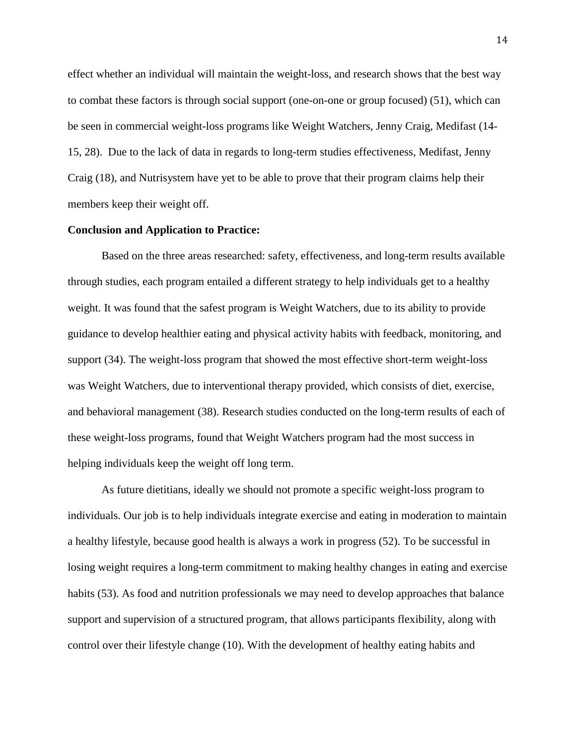effect whether an individual will maintain the weight-loss, and research shows that the best way to combat these factors is through social support (one-on-one or group focused) (51), which can be seen in commercial weight-loss programs like Weight Watchers, Jenny Craig, Medifast (14-15, 28). Due to the lack of data in regards to long-term studies effectiveness, Medifast, Jenny Craig (18), and Nutrisystem have yet to be able to prove that their program claims help their members keep their weight off.

**Conclusion and Application to Practice:**

Based on the three areas researched: safety, effectiveness, and long-term results available through studies, each program entailed a different strategy to help individuals get to a healthy weight. It was found that the safest program is Weight Watchers, due to its ability to provide guidance to develop healthier eating and physical activity habits with feedback, monitoring, and support (34). The weight-loss program that showed the most effective short-term weight-loss was Weight Watchers, due to interventional therapy provided, which consists of diet, exercise, and behavioral management (38). Research studies conducted on the long-term results of each of these weight-loss programs, found that Weight Watchers program had the most success in helping individuals keep the weight off long term.

As future dietitians, ideally we should not promote a specific weight-loss program to individuals. Our job is to help individuals integrate exercise and eating in moderation to maintain a healthy lifestyle, because good health is always a work in progress (52). To be successful in losing weight requires a long-term commitment to making healthy changes in eating and exercise habits (53). As food and nutrition professionals we may need to develop approaches that balance support and supervision of a structured program, that allows participants flexibility, along with control over their lifestyle change (10). With the development of healthy eating habits and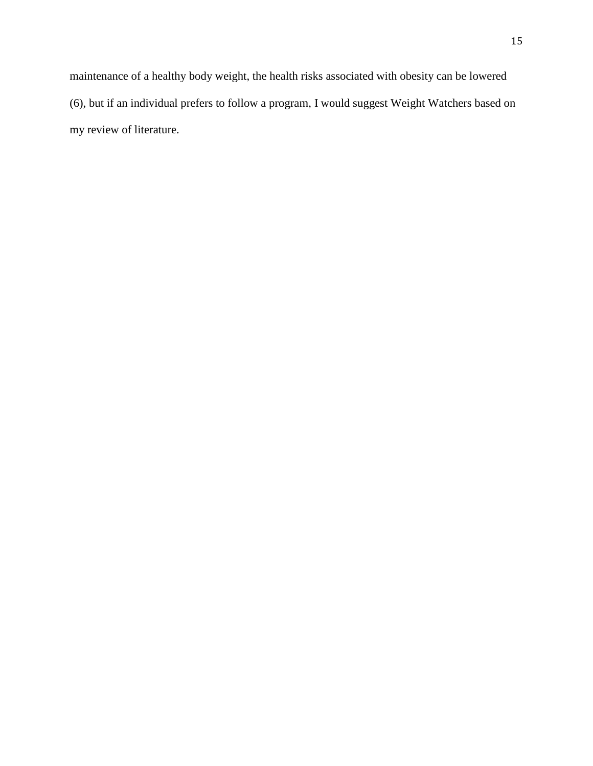maintenance of a healthy body weight, the health risks associated with obesity can be lowered (6), but if an individual prefers to follow a program, I would suggest Weight Watchers based on my review of literature.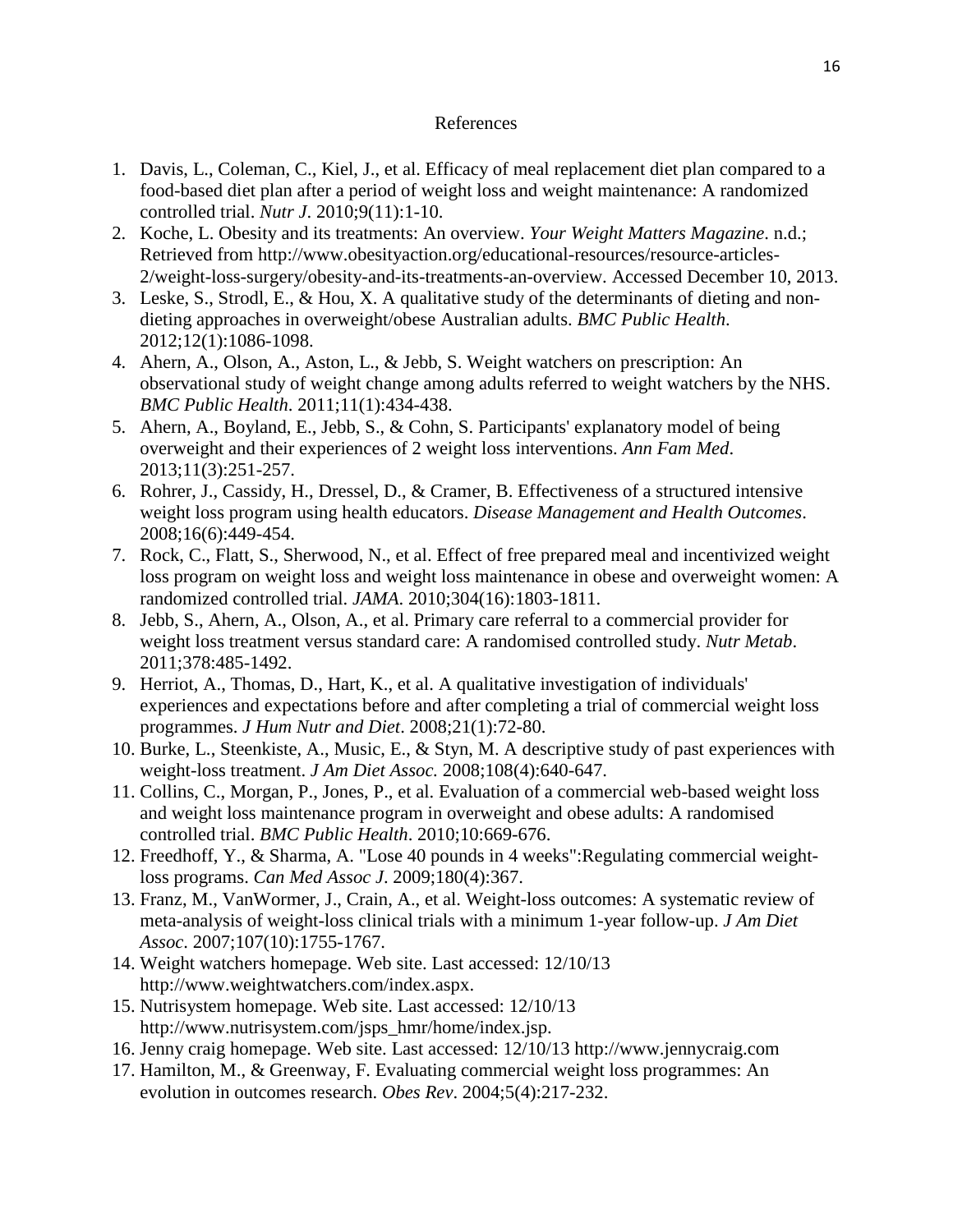## References

1. Davis, L., Coleman, C., Kiel, J., et al. Efficacy of meal replacement diet plan compared to a food-based diet plan after a period of weight loss and weight maintenance: A randomized controlled trial. *Nutr J*. 2010;9(11):1-10.
2. Koche, L. Obesity and its treatments: An overview. *Your Weight Matters Magazine*. n.d.; Retrieved from http://www.obesityaction.org/educational-resources/resource-articles-2/weight-loss-surgery/obesity-and-its-treatments-an-overview. Accessed December 10, 2013.
3. Leske, S., Strodl, E., & Hou, X. A qualitative study of the determinants of dieting and non-dieting approaches in overweight/obese Australian adults. *BMC Public Health*. 2012;12(1):1086-1098.
4. Ahern, A., Olson, A., Aston, L., & Jebb, S. Weight watchers on prescription: An observational study of weight change among adults referred to weight watchers by the NHS. *BMC Public Health*. 2011;11(1):434-438.
5. Ahern, A., Boyland, E., Jebb, S., & Cohn, S. Participants' explanatory model of being overweight and their experiences of 2 weight loss interventions. *Ann Fam Med*. 2013;11(3):251-257.
6. Rohrer, J., Cassidy, H., Dressel, D., & Cramer, B. Effectiveness of a structured intensive weight loss program using health educators. *Disease Management and Health Outcomes*. 2008;16(6):449-454.
7. Rock, C., Flatt, S., Sherwood, N., et al. Effect of free prepared meal and incentivized weight loss program on weight loss and weight loss maintenance in obese and overweight women: A randomized controlled trial. *JAMA*. 2010;304(16):1803-1811.
8. Jebb, S., Ahern, A., Olson, A., et al. Primary care referral to a commercial provider for weight loss treatment versus standard care: A randomised controlled study. *Nutr Metab*. 2011;378:485-1492.
9. Herriot, A., Thomas, D., Hart, K., et al. A qualitative investigation of individuals' experiences and expectations before and after completing a trial of commercial weight loss programmes. *J Hum Nutr and Diet*. 2008;21(1):72-80.
10. Burke, L., Steenkiste, A., Music, E., & Styn, M. A descriptive study of past experiences with weight-loss treatment. *J Am Diet Assoc.* 2008;108(4):640-647.
11. Collins, C., Morgan, P., Jones, P., et al. Evaluation of a commercial web-based weight loss and weight loss maintenance program in overweight and obese adults: A randomised controlled trial. *BMC Public Health*. 2010;10:669-676.
12. Freedhoff, Y., & Sharma, A. "Lose 40 pounds in 4 weeks":Regulating commercial weight-loss programs. *Can Med Assoc J*. 2009;180(4):367.
13. Franz, M., VanWormer, J., Crain, A., et al. Weight-loss outcomes: A systematic review of meta-analysis of weight-loss clinical trials with a minimum 1-year follow-up. *J Am Diet Assoc*. 2007;107(10):1755-1767.
14. Weight watchers homepage. Web site. Last accessed: 12/10/13 http://www.weightwatchers.com/index.aspx.
15. Nutrisystem homepage. Web site. Last accessed: 12/10/13 http://www.nutrisystem.com/jsps_hmr/home/index.jsp.
16. Jenny craig homepage. Web site. Last accessed: 12/10/13 http://www.jennycraig.com
17. Hamilton, M., & Greenway, F. Evaluating commercial weight loss programmes: An evolution in outcomes research. *Obes Rev*. 2004;5(4):217-232.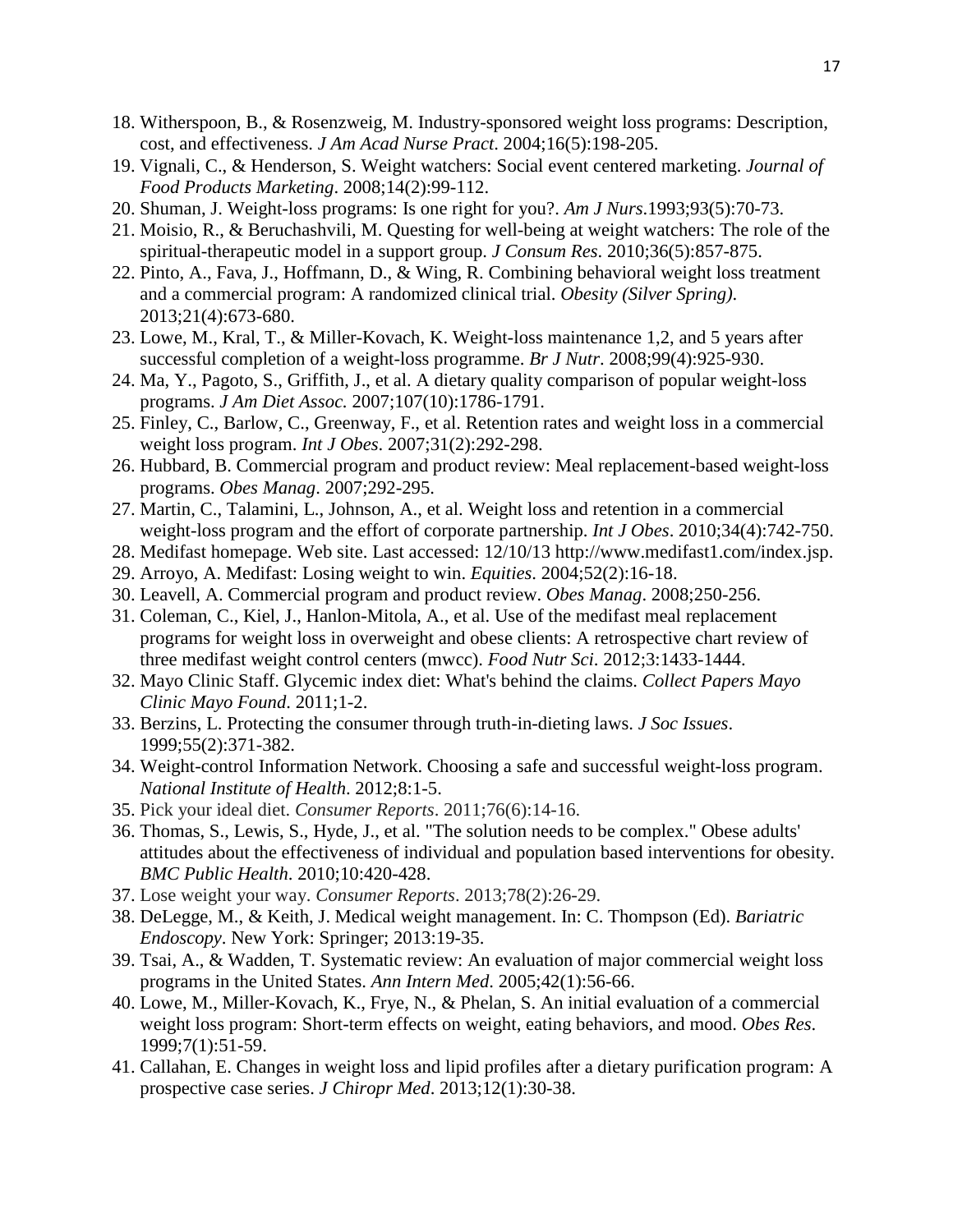18. Witherspoon, B., & Rosenzweig, M. Industry-sponsored weight loss programs: Description, cost, and effectiveness. *J Am Acad Nurse Pract*. 2004;16(5):198-205.
19. Vignali, C., & Henderson, S. Weight watchers: Social event centered marketing. *Journal of Food Products Marketing*. 2008;14(2):99-112.
20. Shuman, J. Weight-loss programs: Is one right for you?. *Am J Nurs*.1993;93(5):70-73.
21. Moisio, R., & Beruchashvili, M. Questing for well-being at weight watchers: The role of the spiritual-therapeutic model in a support group. *J Consum Res*. 2010;36(5):857-875.
22. Pinto, A., Fava, J., Hoffmann, D., & Wing, R. Combining behavioral weight loss treatment and a commercial program: A randomized clinical trial. *Obesity (Silver Spring)*. 2013;21(4):673-680.
23. Lowe, M., Kral, T., & Miller-Kovach, K. Weight-loss maintenance 1,2, and 5 years after successful completion of a weight-loss programme. *Br J Nutr*. 2008;99(4):925-930.
24. Ma, Y., Pagoto, S., Griffith, J., et al. A dietary quality comparison of popular weight-loss programs. *J Am Diet Assoc.* 2007;107(10):1786-1791.
25. Finley, C., Barlow, C., Greenway, F., et al. Retention rates and weight loss in a commercial weight loss program. *Int J Obes*. 2007;31(2):292-298.
26. Hubbard, B. Commercial program and product review: Meal replacement-based weight-loss programs. *Obes Manag*. 2007;292-295.
27. Martin, C., Talamini, L., Johnson, A., et al. Weight loss and retention in a commercial weight-loss program and the effort of corporate partnership. *Int J Obes*. 2010;34(4):742-750.
28. Medifast homepage. Web site. Last accessed: 12/10/13 http://www.medifast1.com/index.jsp.
29. Arroyo, A. Medifast: Losing weight to win. *Equities*. 2004;52(2):16-18.
30. Leavell, A. Commercial program and product review. *Obes Manag*. 2008;250-256.
31. Coleman, C., Kiel, J., Hanlon-Mitola, A., et al. Use of the medifast meal replacement programs for weight loss in overweight and obese clients: A retrospective chart review of three medifast weight control centers (mwcc). *Food Nutr Sci*. 2012;3:1433-1444.
32. Mayo Clinic Staff. Glycemic index diet: What's behind the claims. *Collect Papers Mayo Clinic Mayo Found*. 2011;1-2.
33. Berzins, L. Protecting the consumer through truth-in-dieting laws. *J Soc Issues*. 1999;55(2):371-382.
34. Weight-control Information Network. Choosing a safe and successful weight-loss program. *National Institute of Health*. 2012;8:1-5.
35. Pick your ideal diet. *Consumer Reports*. 2011;76(6):14-16.
36. Thomas, S., Lewis, S., Hyde, J., et al. "The solution needs to be complex." Obese adults' attitudes about the effectiveness of individual and population based interventions for obesity. *BMC Public Health*. 2010;10:420-428.
37. Lose weight your way. *Consumer Reports*. 2013;78(2):26-29.
38. DeLegge, M., & Keith, J. Medical weight management. In: C. Thompson (Ed). *Bariatric Endoscopy*. New York: Springer; 2013:19-35.
39. Tsai, A., & Wadden, T. Systematic review: An evaluation of major commercial weight loss programs in the United States. *Ann Intern Med*. 2005;42(1):56-66.
40. Lowe, M., Miller-Kovach, K., Frye, N., & Phelan, S. An initial evaluation of a commercial weight loss program: Short-term effects on weight, eating behaviors, and mood. *Obes Res*. 1999;7(1):51-59.
41. Callahan, E. Changes in weight loss and lipid profiles after a dietary purification program: A prospective case series. *J Chiropr Med*. 2013;12(1):30-38.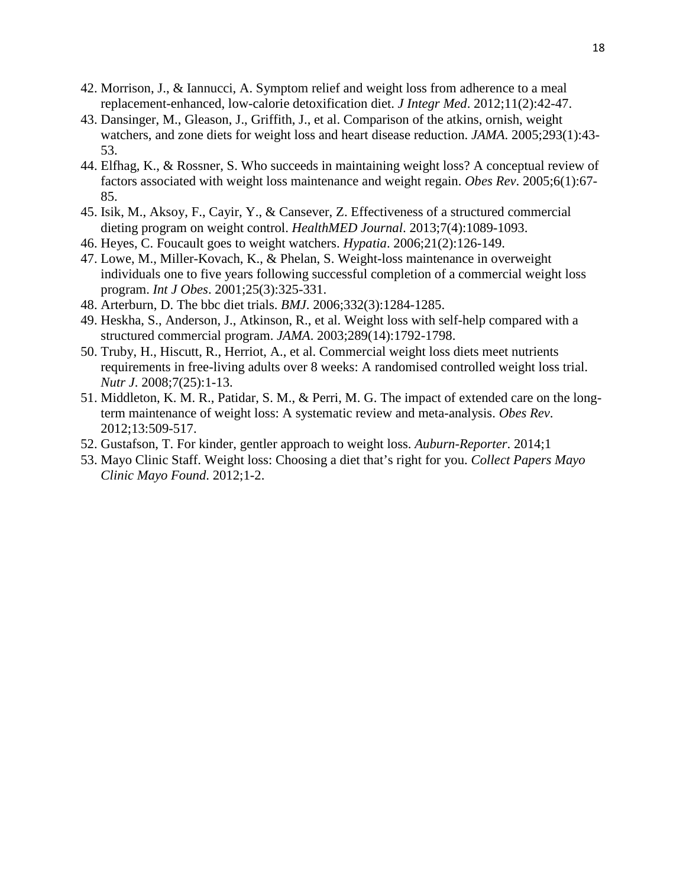42. Morrison, J., & Iannucci, A. Symptom relief and weight loss from adherence to a meal replacement-enhanced, low-calorie detoxification diet. *J Integr Med*. 2012;11(2):42-47.
43. Dansinger, M., Gleason, J., Griffith, J., et al. Comparison of the atkins, ornish, weight watchers, and zone diets for weight loss and heart disease reduction. *JAMA*. 2005;293(1):43-53.
44. Elfhag, K., & Rossner, S. Who succeeds in maintaining weight loss? A conceptual review of factors associated with weight loss maintenance and weight regain. *Obes Rev*. 2005;6(1):67-85.
45. Isik, M., Aksoy, F., Cayir, Y., & Cansever, Z. Effectiveness of a structured commercial dieting program on weight control. *HealthMED Journal*. 2013;7(4):1089-1093.
46. Heyes, C. Foucault goes to weight watchers. *Hypatia*. 2006;21(2):126-149.
47. Lowe, M., Miller-Kovach, K., & Phelan, S. Weight-loss maintenance in overweight individuals one to five years following successful completion of a commercial weight loss program. *Int J Obes*. 2001;25(3):325-331.
48. Arterburn, D. The bbc diet trials. *BMJ*. 2006;332(3):1284-1285.
49. Heskha, S., Anderson, J., Atkinson, R., et al. Weight loss with self-help compared with a structured commercial program. *JAMA*. 2003;289(14):1792-1798.
50. Truby, H., Hiscutt, R., Herriot, A., et al. Commercial weight loss diets meet nutrients requirements in free-living adults over 8 weeks: A randomised controlled weight loss trial. *Nutr J*. 2008;7(25):1-13.
51. Middleton, K. M. R., Patidar, S. M., & Perri, M. G. The impact of extended care on the long-term maintenance of weight loss: A systematic review and meta-analysis. *Obes Rev*. 2012;13:509-517.
52. Gustafson, T. For kinder, gentler approach to weight loss. *Auburn-Reporter*. 2014;1
53. Mayo Clinic Staff. Weight loss: Choosing a diet that's right for you. *Collect Papers Mayo Clinic Mayo Found*. 2012;1-2.